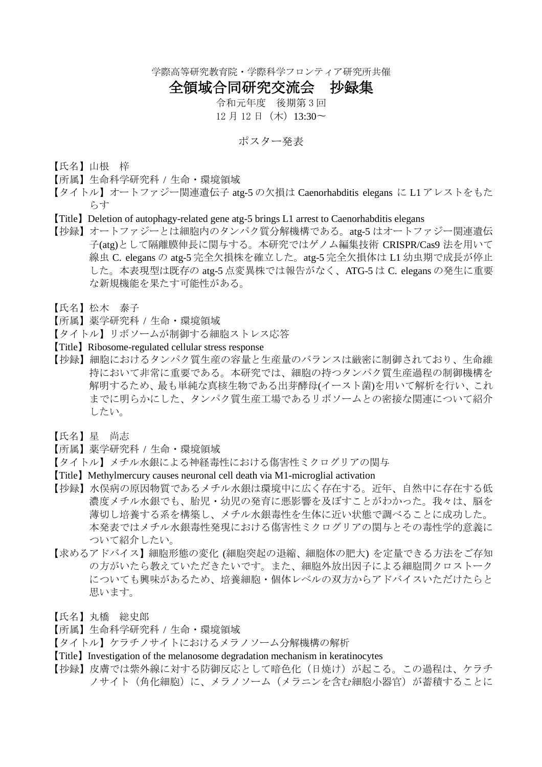学際高等研究教育院・学際科学フロンティア研究所共催

# 全領域合同研究交流会　抄録集

令和元年度　後期第 3 回

12 月 12 日（木）13:30～

## ポスター発表

【氏名】山根　梓
【所属】生命科学研究科 / 生命・環境領域
【タイトル】オートファジー関連遺伝子 atg-5 の欠損は Caenorhabditis elegans に L1 アレストをもたらす
【Title】Deletion of autophagy-related gene atg-5 brings L1 arrest to Caenorhabditis elegans
【抄録】オートファジーとは細胞内のタンパク質分解機構である。atg-5 はオートファジー関連遺伝子(atg)として隔離膜伸長に関与する。本研究ではゲノム編集技術 CRISPR/Cas9 法を用いて線虫 C. elegans の atg-5 完全欠損株を確立した。atg-5 完全欠損体は L1 幼虫期で成長が停止した。本表現型は既存の atg-5 点変異株では報告がなく、ATG-5 は C. elegans の発生に重要な新規機能を果たす可能性がある。

【氏名】松木　泰子
【所属】薬学研究科 / 生命・環境領域
【タイトル】リボソームが制御する細胞ストレス応答
【Title】Ribosome-regulated cellular stress response
【抄録】細胞におけるタンパク質生産の容量と生産量のバランスは厳密に制御されており、生命維持において非常に重要である。本研究では、細胞の持つタンパク質生産過程の制御機構を解明するため、最も単純な真核生物である出芽酵母(イースト菌)を用いて解析を行い、これまでに明らかにした、タンパク質生産工場であるリボソームとの密接な関連について紹介したい。

【氏名】星　尚志
【所属】薬学研究科 / 生命・環境領域
【タイトル】メチル水銀による神経毒性における傷害性ミクログリアの関与
【Title】Methylmercury causes neuronal cell death via M1-microglial activation
【抄録】水俣病の原因物質であるメチル水銀は環境中に広く存在する。近年、自然中に存在する低濃度メチル水銀でも、胎児・幼児の発育に悪影響を及ぼすことがわかった。我々は、脳を薄切し培養する系を構築し、メチル水銀毒性を生体に近い状態で調べることに成功した。本発表ではメチル水銀毒性発現における傷害性ミクログリアの関与とその毒性学的意義について紹介したい。
【求めるアドバイス】細胞形態の変化 (細胞突起の退縮、細胞体の肥大) を定量できる方法をご存知の方がいたら教えていただきたいです。また、細胞外放出因子による細胞間クロストークについても興味があるため、培養細胞・個体レベルの双方からアドバイスいただけたらと思います。

【氏名】丸橋　総史郎
【所属】生命科学研究科 / 生命・環境領域
【タイトル】ケラチノサイトにおけるメラノソーム分解機構の解析
【Title】Investigation of the melanosome degradation mechanism in keratinocytes
【抄録】皮膚では紫外線に対する防御反応として暗色化（日焼け）が起こる。この過程は、ケラチノサイト（角化細胞）に、メラノソーム（メラニンを含む細胞小器官）が蓄積することに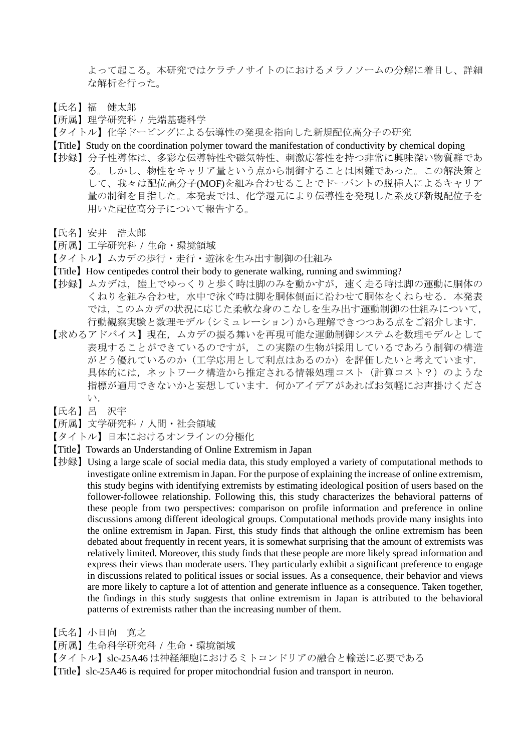よって起こる。本研究ではケラチノサイトのにおけるメラノソームの分解に着目し、詳細な解析を行った。

【氏名】福　健太郎
【所属】理学研究科 / 先端基礎科学
【タイトル】化学ドーピングによる伝導性の発現を指向した新規配位高分子の研究
【Title】Study on the coordination polymer toward the manifestation of conductivity by chemical doping
【抄録】分子性導体は、多彩な伝導特性や磁気特性、刺激応答性を持つ非常に興味深い物質群である。しかし、物性をキャリア量という点から制御することは困難であった。この解決策として、我々は配位高分子(MOF)を組み合わせることでドーパントの脱挿入によるキャリア量の制御を目指した。本発表では、化学還元により伝導性を発現した系及び新規配位子を用いた配位高分子について報告する。

【氏名】安井　浩太郎
【所属】工学研究科 / 生命・環境領域
【タイトル】ムカデの歩行・走行・遊泳を生み出す制御の仕組み
【Title】How centipedes control their body to generate walking, running and swimming?
【抄録】ムカデは，陸上でゆっくりと歩く時は脚のみを動かすが，速く走る時は脚の運動に胴体のくねりを組み合わせ，水中で泳ぐ時は脚を胴体側面に沿わせて胴体をくねらせる．本発表では，このムカデの状況に応じた柔軟な身のこなしを生み出す運動制御の仕組みについて，行動観察実験と数理モデル（シミュレーション）から理解できつつある点をご紹介します．
【求めるアドバイス】現在，ムカデの振る舞いを再現可能な運動制御システムを数理モデルとして表現することができているのですが，この実際の生物が採用しているであろう制御の構造がどう優れているのか（工学応用として利点はあるのか）を評価したいと考えています．具体的には，ネットワーク構造から推定される情報処理コスト（計算コスト？）のような指標が適用できないかと妄想しています．何かアイデアがあればお気軽にお声掛けください．

【氏名】呂　沢宇
【所属】文学研究科 / 人間・社会領域
【タイトル】日本におけるオンラインの分極化
【Title】Towards an Understanding of Online Extremism in Japan
【抄録】Using a large scale of social media data, this study employed a variety of computational methods to investigate online extremism in Japan. For the purpose of explaining the increase of online extremism, this study begins with identifying extremists by estimating ideological position of users based on the follower-followee relationship. Following this, this study characterizes the behavioral patterns of these people from two perspectives: comparison on profile information and preference in online discussions among different ideological groups. Computational methods provide many insights into the online extremism in Japan. First, this study finds that although the online extremism has been debated about frequently in recent years, it is somewhat surprising that the amount of extremists was relatively limited. Moreover, this study finds that these people are more likely spread information and express their views than moderate users. They particularly exhibit a significant preference to engage in discussions related to political issues or social issues. As a consequence, their behavior and views are more likely to capture a lot of attention and generate influence as a consequence. Taken together, the findings in this study suggests that online extremism in Japan is attributed to the behavioral patterns of extremists rather than the increasing number of them.

【氏名】小日向　寛之
【所属】生命科学研究科 / 生命・環境領域
【タイトル】slc-25A46 は神経細胞におけるミトコンドリアの融合と輸送に必要である
【Title】slc-25A46 is required for proper mitochondrial fusion and transport in neuron.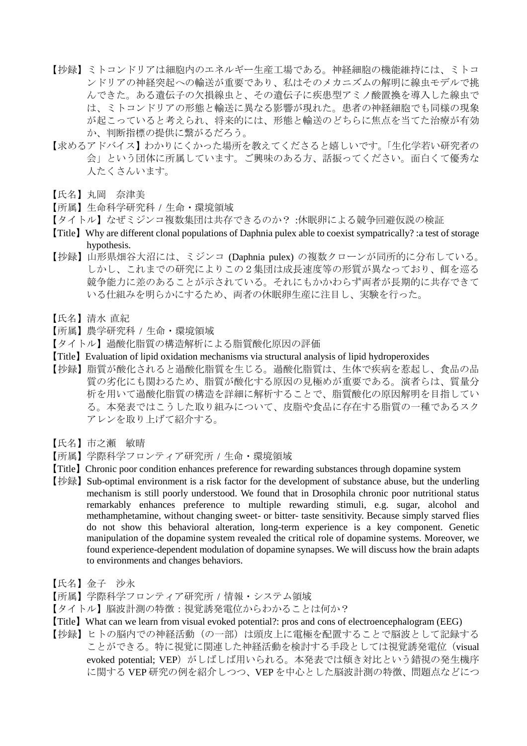【抄録】ミトコンドリアは細胞内のエネルギー生産工場である。神経細胞の機能維持には、ミトコンドリアの神経突起への輸送が重要であり、私はそのメカニズムの解明に線虫モデルで挑んできた。ある遺伝子の欠損線虫と、その遺伝子に疾患型アミノ酸置換を導入した線虫では、ミトコンドリアの形態と輸送に異なる影響が現れた。患者の神経細胞でも同様の現象が起こっていると考えられ、将来的には、形態と輸送のどちらに焦点を当てた治療が有効か、判断指標の提供に繋がるだろう。

【求めるアドバイス】わかりにくかった場所を教えてくださると嬉しいです。「生化学若い研究者の会」という団体に所属しています。ご興味のある方、話振ってください。面白くて優秀な人たくさんいます。

【氏名】丸岡　奈津美
【所属】生命科学研究科 / 生命・環境領域
【タイトル】なぜミジンコ複数集団は共存できるのか？ :休眠卵による競争回避仮説の検証
【Title】Why are different clonal populations of Daphnia pulex able to coexist sympatrically? :a test of storage hypothesis.
【抄録】山形県畑谷大沼には、ミジンコ (Daphnia pulex) の複数クローンが同所的に分布している。しかし、これまでの研究によりこの２集団は成長速度等の形質が異なっており、餌を巡る競争能力に差のあることが示されている。それにもかかわらず両者が長期的に共存できている仕組みを明らかにするため、両者の休眠卵生産に注目し、実験を行った。

【氏名】清水 直紀
【所属】農学研究科 / 生命・環境領域
【タイトル】過酸化脂質の構造解析による脂質酸化原因の評価
【Title】Evaluation of lipid oxidation mechanisms via structural analysis of lipid hydroperoxides
【抄録】脂質が酸化されると過酸化脂質を生じる。過酸化脂質は、生体で疾病を惹起し、食品の品質の劣化にも関わるため、脂質が酸化する原因の見極めが重要である。演者らは、質量分析を用いて過酸化脂質の構造を詳細に解析することで、脂質酸化の原因解明を目指している。本発表ではこうした取り組みについて、皮脂や食品に存在する脂質の一種であるスクアレンを取り上げて紹介する。

【氏名】市之瀬　敏晴
【所属】学際科学フロンティア研究所 / 生命・環境領域
【Title】Chronic poor condition enhances preference for rewarding substances through dopamine system
【抄録】Sub-optimal environment is a risk factor for the development of substance abuse, but the underling mechanism is still poorly understood. We found that in Drosophila chronic poor nutritional status remarkably enhances preference to multiple rewarding stimuli, e.g. sugar, alcohol and methamphetamine, without changing sweet- or bitter- taste sensitivity. Because simply starved flies do not show this behavioral alteration, long-term experience is a key component. Genetic manipulation of the dopamine system revealed the critical role of dopamine systems. Moreover, we found experience-dependent modulation of dopamine synapses. We will discuss how the brain adapts to environments and changes behaviors.

【氏名】金子　沙永
【所属】学際科学フロンティア研究所 / 情報・システム領域
【タイトル】脳波計測の特徴：視覚誘発電位からわかることは何か？
【Title】What can we learn from visual evoked potential?: pros and cons of electroencephalogram (EEG)
【抄録】ヒトの脳内での神経活動（の一部）は頭皮上に電極を配置することで脳波として記録することができる。特に視覚に関連した神経活動を検討する手段としては視覚誘発電位（visual evoked potential; VEP）がしばしば用いられる。本発表では傾き対比という錯視の発生機序に関する VEP 研究の例を紹介しつつ、VEP を中心とした脳波計測の特徴、問題点などにつ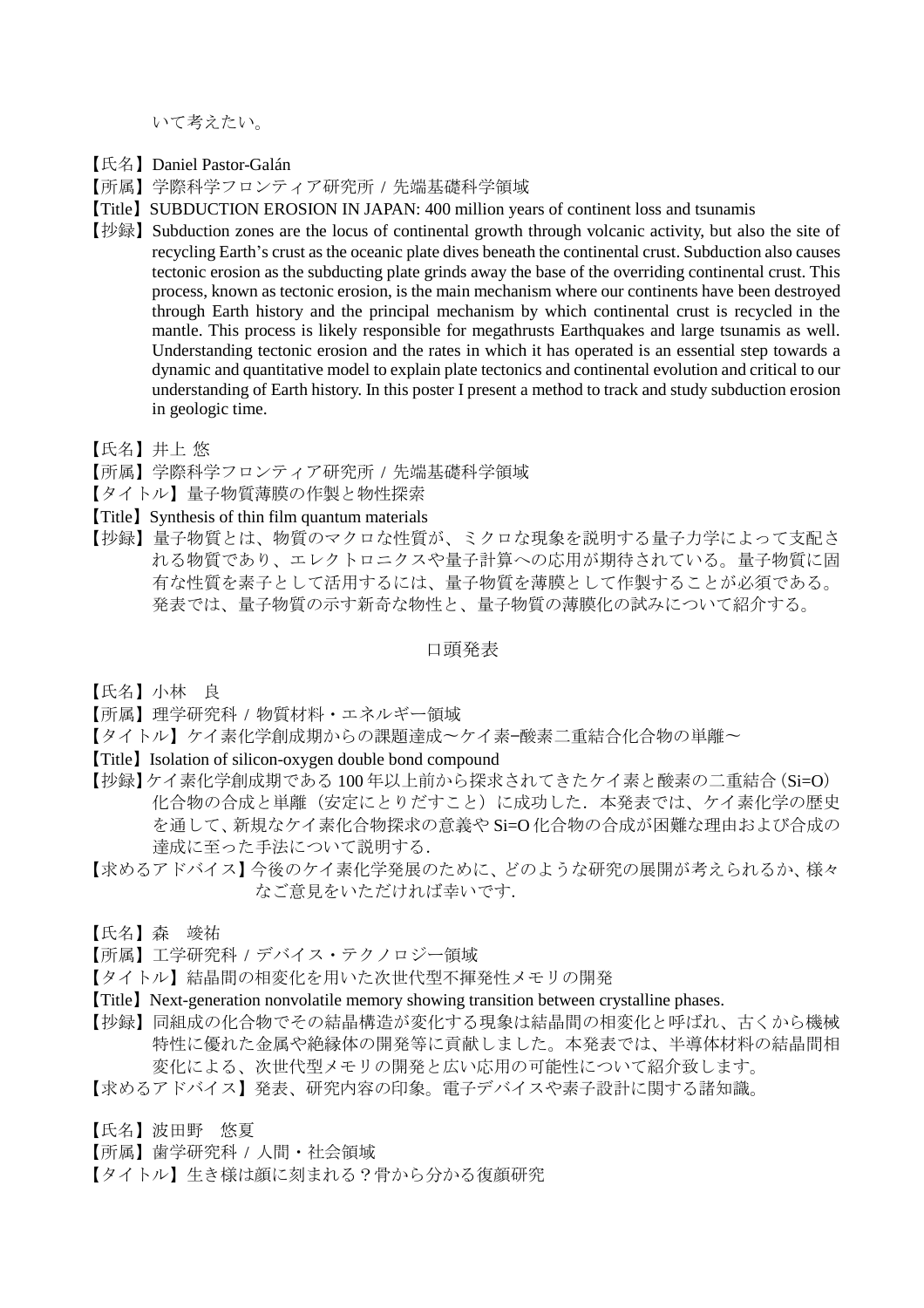いて考えたい。

【氏名】Daniel Pastor-Galán
【所属】学際科学フロンティア研究所 / 先端基礎科学領域
【Title】SUBDUCTION EROSION IN JAPAN: 400 million years of continent loss and tsunamis
【抄録】Subduction zones are the locus of continental growth through volcanic activity, but also the site of recycling Earth's crust as the oceanic plate dives beneath the continental crust. Subduction also causes tectonic erosion as the subducting plate grinds away the base of the overriding continental crust. This process, known as tectonic erosion, is the main mechanism where our continents have been destroyed through Earth history and the principal mechanism by which continental crust is recycled in the mantle. This process is likely responsible for megathrusts Earthquakes and large tsunamis as well. Understanding tectonic erosion and the rates in which it has operated is an essential step towards a dynamic and quantitative model to explain plate tectonics and continental evolution and critical to our understanding of Earth history. In this poster I present a method to track and study subduction erosion in geologic time.

【氏名】井上 悠
【所属】学際科学フロンティア研究所 / 先端基礎科学領域
【タイトル】量子物質薄膜の作製と物性探索
【Title】Synthesis of thin film quantum materials
【抄録】量子物質とは、物質のマクロな性質が、ミクロな現象を説明する量子力学によって支配される物質であり、エレクトロニクスや量子計算への応用が期待されている。量子物質に固有な性質を素子として活用するには、量子物質を薄膜として作製することが必須である。発表では、量子物質の示す新奇な物性と、量子物質の薄膜化の試みについて紹介する。

## 口頭発表

【氏名】小林　良
【所属】理学研究科 / 物質材料・エネルギー領域
【タイトル】ケイ素化学創成期からの課題達成〜ケイ素−酸素二重結合化合物の単離〜
【Title】Isolation of silicon-oxygen double bond compound
【抄録】ケイ素化学創成期である 100 年以上前から探求されてきたケイ素と酸素の二重結合（Si=O）化合物の合成と単離（安定にとりだすこと）に成功した．本発表では、ケイ素化学の歴史を通して、新規なケイ素化合物探求の意義や Si=O 化合物の合成が困難な理由および合成の達成に至った手法について説明する．
【求めるアドバイス】今後のケイ素化学発展のために、どのような研究の展開が考えられるか、様々なご意見をいただければ幸いです.

【氏名】森　竣祐
【所属】工学研究科 / デバイス・テクノロジー領域
【タイトル】結晶間の相変化を用いた次世代型不揮発性メモリの開発
【Title】Next-generation nonvolatile memory showing transition between crystalline phases.
【抄録】同組成の化合物でその結晶構造が変化する現象は結晶間の相変化と呼ばれ、古くから機械特性に優れた金属や絶縁体の開発等に貢献しました。本発表では、半導体材料の結晶間相変化による、次世代型メモリの開発と広い応用の可能性について紹介致します。
【求めるアドバイス】発表、研究内容の印象。電子デバイスや素子設計に関する諸知識。

【氏名】波田野　悠夏
【所属】歯学研究科 / 人間・社会領域
【タイトル】生き様は顔に刻まれる？骨から分かる復顔研究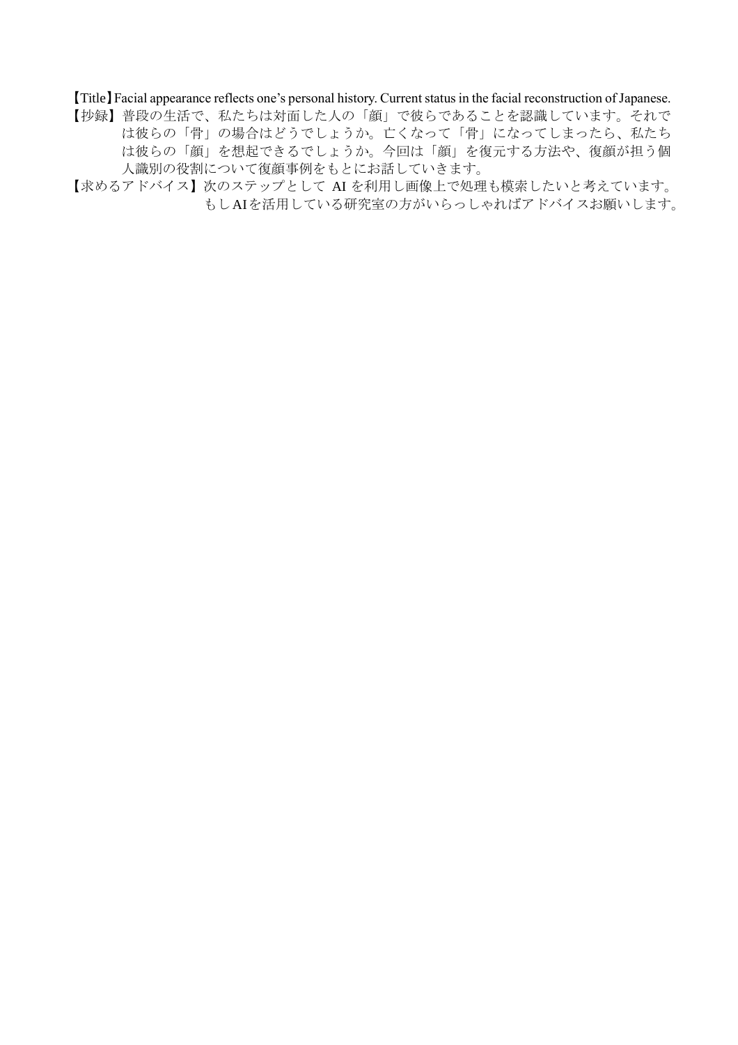【Title】Facial appearance reflects one's personal history. Current status in the facial reconstruction of Japanese.

【抄録】普段の生活で、私たちは対面した人の「顔」で彼らであることを認識しています。それでは彼らの「骨」の場合はどうでしょうか。亡くなって「骨」になってしまったら、私たちは彼らの「顔」を想起できるでしょうか。今回は「顔」を復元する方法や、復顔が担う個人識別の役割について復顔事例をもとにお話していきます。

【求めるアドバイス】次のステップとして AI を利用し画像上で処理も模索したいと考えています。もしAIを活用している研究室の方がいらっしゃればアドバイスお願いします。